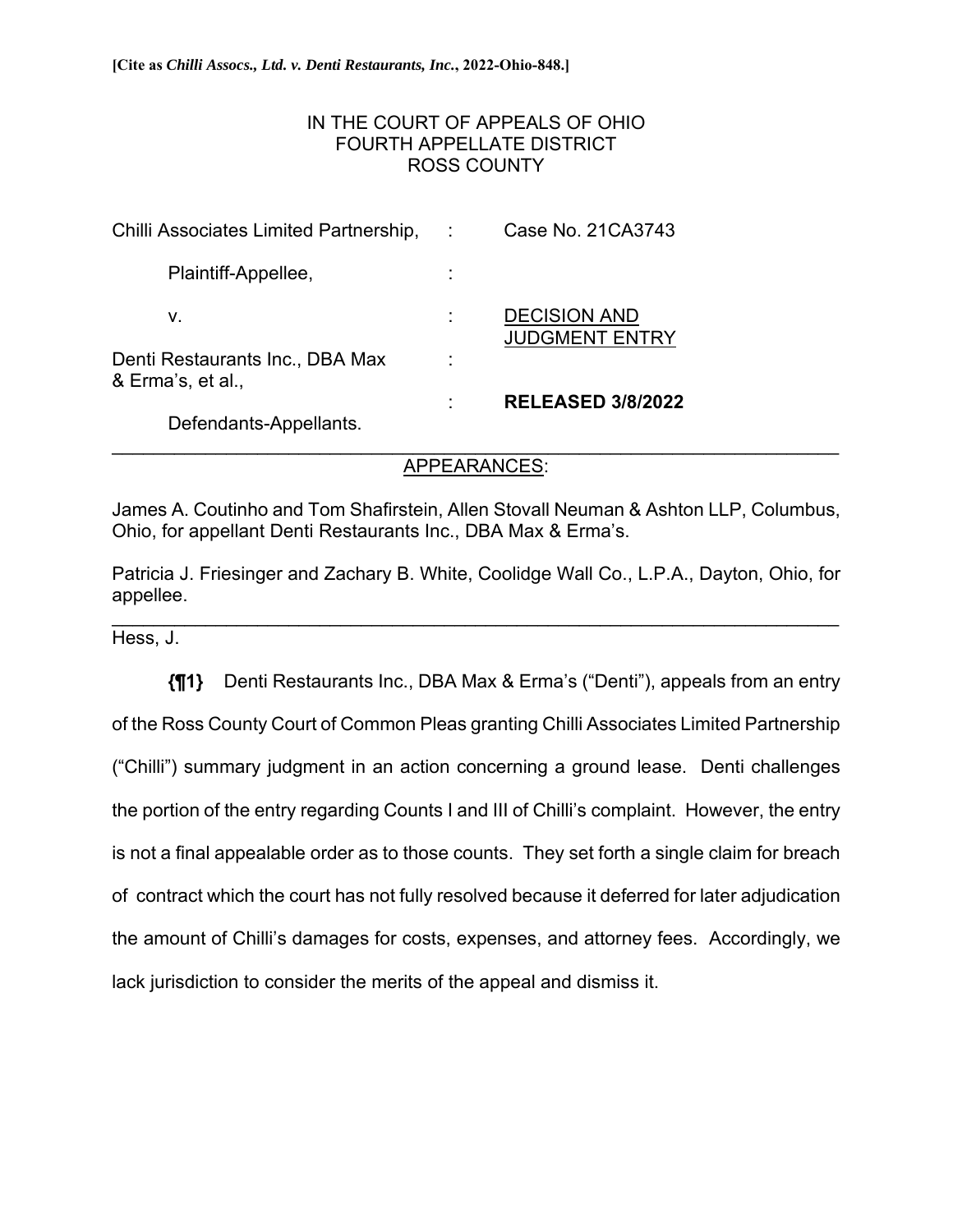**[Cite as *Chilli Assocs., Ltd. v. Denti Restaurants, Inc.*, 2022-Ohio-848.]**

IN THE COURT OF APPEALS OF OHIO
FOURTH APPELLATE DISTRICT
ROSS COUNTY

| | | |
|---|---|---|
| Chilli Associates Limited Partnership, | : | Case No. 21CA3743 |
| Plaintiff-Appellee, | : | |
| v. | : | DECISION AND JUDGMENT ENTRY |
| Denti Restaurants Inc., DBA Max & Erma's, et al., | : | |
| Defendants-Appellants. | : | **RELEASED 3/8/2022** |

---

APPEARANCES:

James A. Coutinho and Tom Shafirstein, Allen Stovall Neuman & Ashton LLP, Columbus, Ohio, for appellant Denti Restaurants Inc., DBA Max & Erma's.

Patricia J. Friesinger and Zachary B. White, Coolidge Wall Co., L.P.A., Dayton, Ohio, for appellee.

---

Hess, J.

**{¶1}** Denti Restaurants Inc., DBA Max & Erma's ("Denti"), appeals from an entry of the Ross County Court of Common Pleas granting Chilli Associates Limited Partnership ("Chilli") summary judgment in an action concerning a ground lease. Denti challenges the portion of the entry regarding Counts I and III of Chilli's complaint. However, the entry is not a final appealable order as to those counts. They set forth a single claim for breach of contract which the court has not fully resolved because it deferred for later adjudication the amount of Chilli's damages for costs, expenses, and attorney fees. Accordingly, we lack jurisdiction to consider the merits of the appeal and dismiss it.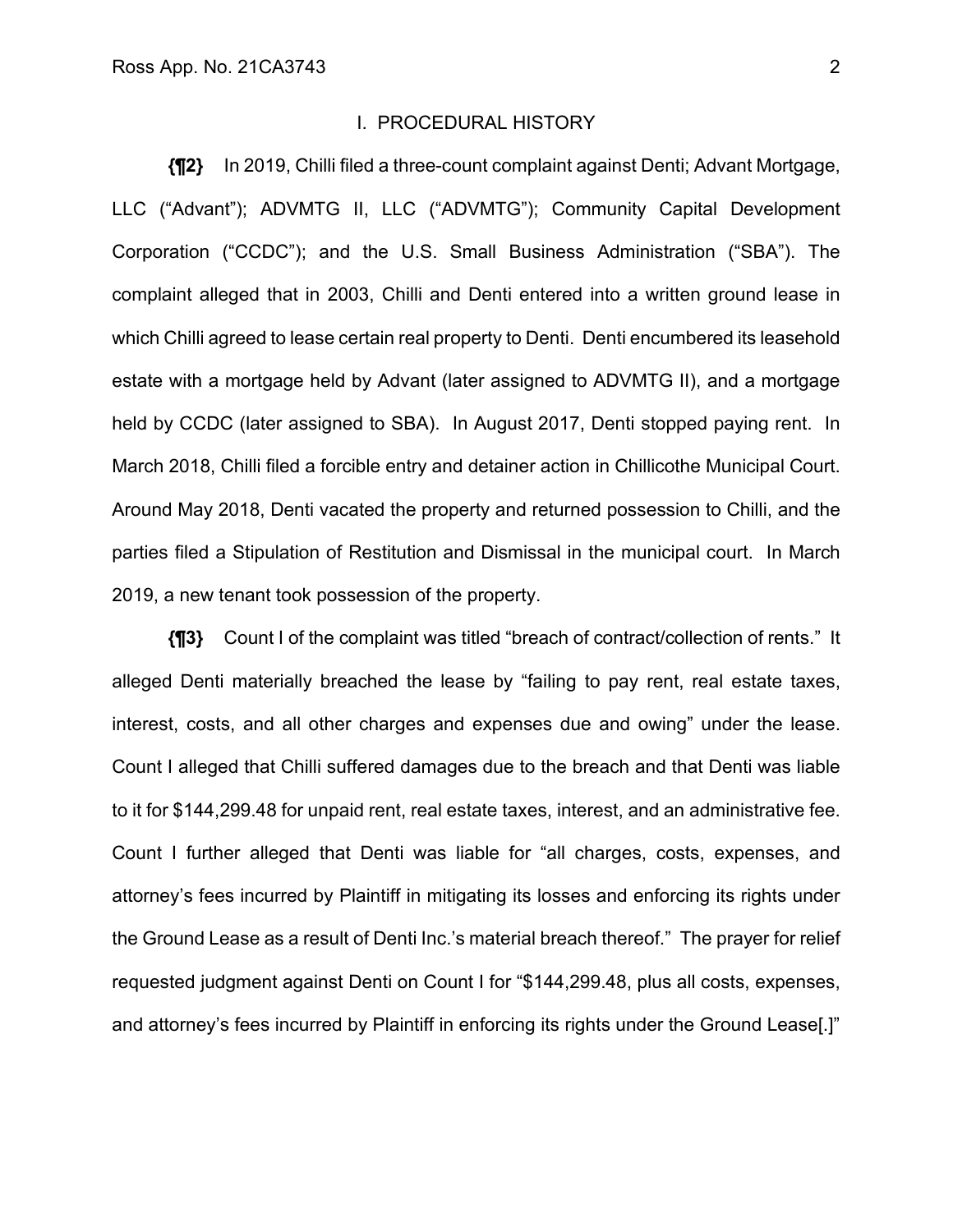## I. PROCEDURAL HISTORY

**{¶2}** In 2019, Chilli filed a three-count complaint against Denti; Advant Mortgage, LLC ("Advant"); ADVMTG II, LLC ("ADVMTG"); Community Capital Development Corporation ("CCDC"); and the U.S. Small Business Administration ("SBA"). The complaint alleged that in 2003, Chilli and Denti entered into a written ground lease in which Chilli agreed to lease certain real property to Denti. Denti encumbered its leasehold estate with a mortgage held by Advant (later assigned to ADVMTG II), and a mortgage held by CCDC (later assigned to SBA). In August 2017, Denti stopped paying rent. In March 2018, Chilli filed a forcible entry and detainer action in Chillicothe Municipal Court. Around May 2018, Denti vacated the property and returned possession to Chilli, and the parties filed a Stipulation of Restitution and Dismissal in the municipal court. In March 2019, a new tenant took possession of the property.

**{¶3}** Count I of the complaint was titled "breach of contract/collection of rents." It alleged Denti materially breached the lease by "failing to pay rent, real estate taxes, interest, costs, and all other charges and expenses due and owing" under the lease. Count I alleged that Chilli suffered damages due to the breach and that Denti was liable to it for $144,299.48 for unpaid rent, real estate taxes, interest, and an administrative fee. Count I further alleged that Denti was liable for "all charges, costs, expenses, and attorney's fees incurred by Plaintiff in mitigating its losses and enforcing its rights under the Ground Lease as a result of Denti Inc.'s material breach thereof." The prayer for relief requested judgment against Denti on Count I for "$144,299.48, plus all costs, expenses, and attorney's fees incurred by Plaintiff in enforcing its rights under the Ground Lease[.]"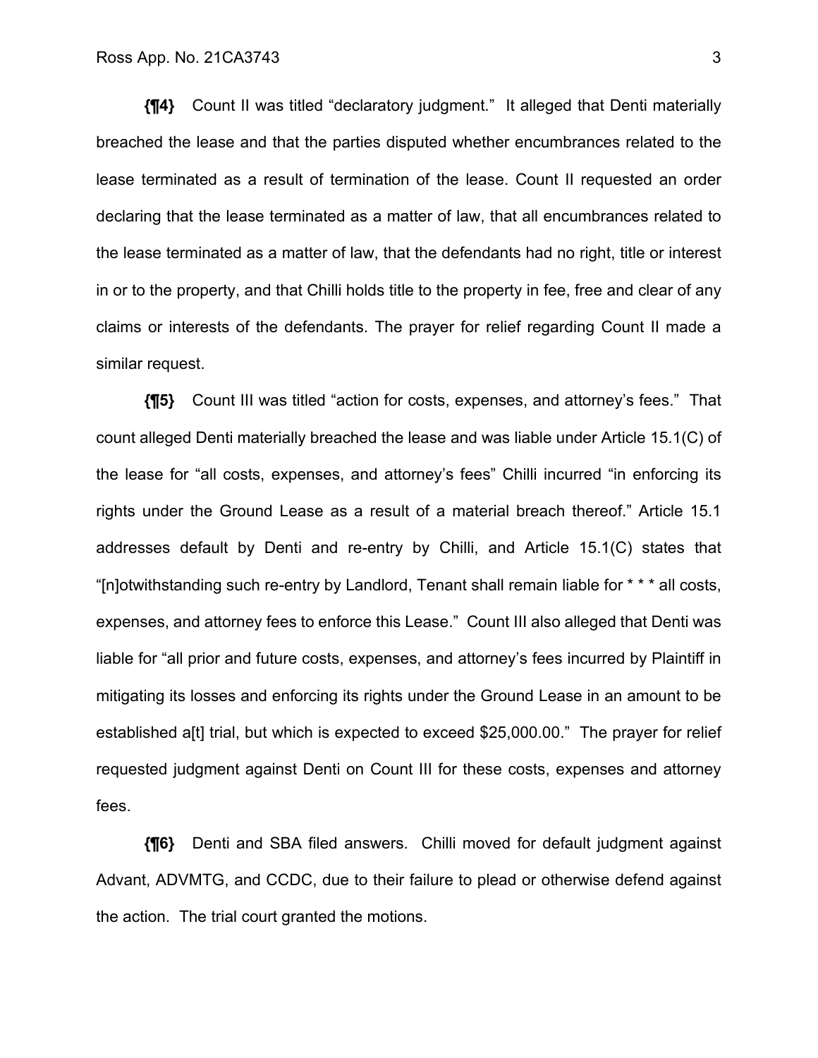**{¶4}** Count II was titled "declaratory judgment." It alleged that Denti materially breached the lease and that the parties disputed whether encumbrances related to the lease terminated as a result of termination of the lease. Count II requested an order declaring that the lease terminated as a matter of law, that all encumbrances related to the lease terminated as a matter of law, that the defendants had no right, title or interest in or to the property, and that Chilli holds title to the property in fee, free and clear of any claims or interests of the defendants. The prayer for relief regarding Count II made a similar request.

**{¶5}** Count III was titled "action for costs, expenses, and attorney's fees." That count alleged Denti materially breached the lease and was liable under Article 15.1(C) of the lease for "all costs, expenses, and attorney's fees" Chilli incurred "in enforcing its rights under the Ground Lease as a result of a material breach thereof." Article 15.1 addresses default by Denti and re-entry by Chilli, and Article 15.1(C) states that "[n]otwithstanding such re-entry by Landlord, Tenant shall remain liable for * * * all costs, expenses, and attorney fees to enforce this Lease." Count III also alleged that Denti was liable for "all prior and future costs, expenses, and attorney's fees incurred by Plaintiff in mitigating its losses and enforcing its rights under the Ground Lease in an amount to be established a[t] trial, but which is expected to exceed $25,000.00." The prayer for relief requested judgment against Denti on Count III for these costs, expenses and attorney fees.

**{¶6}** Denti and SBA filed answers. Chilli moved for default judgment against Advant, ADVMTG, and CCDC, due to their failure to plead or otherwise defend against the action. The trial court granted the motions.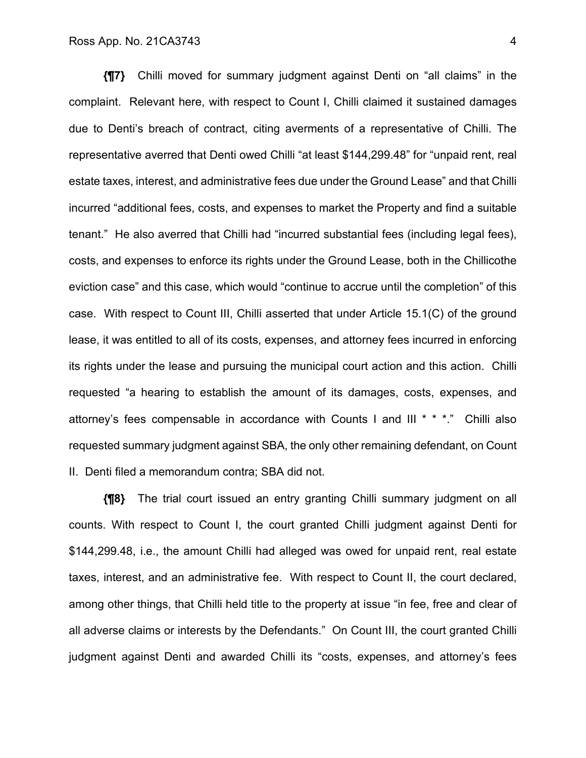**{¶7}** Chilli moved for summary judgment against Denti on "all claims" in the complaint. Relevant here, with respect to Count I, Chilli claimed it sustained damages due to Denti's breach of contract, citing averments of a representative of Chilli. The representative averred that Denti owed Chilli "at least $144,299.48" for "unpaid rent, real estate taxes, interest, and administrative fees due under the Ground Lease" and that Chilli incurred "additional fees, costs, and expenses to market the Property and find a suitable tenant." He also averred that Chilli had "incurred substantial fees (including legal fees), costs, and expenses to enforce its rights under the Ground Lease, both in the Chillicothe eviction case" and this case, which would "continue to accrue until the completion" of this case. With respect to Count III, Chilli asserted that under Article 15.1(C) of the ground lease, it was entitled to all of its costs, expenses, and attorney fees incurred in enforcing its rights under the lease and pursuing the municipal court action and this action. Chilli requested "a hearing to establish the amount of its damages, costs, expenses, and attorney's fees compensable in accordance with Counts I and III * * *." Chilli also requested summary judgment against SBA, the only other remaining defendant, on Count II. Denti filed a memorandum contra; SBA did not.

**{¶8}** The trial court issued an entry granting Chilli summary judgment on all counts. With respect to Count I, the court granted Chilli judgment against Denti for $144,299.48, i.e., the amount Chilli had alleged was owed for unpaid rent, real estate taxes, interest, and an administrative fee. With respect to Count II, the court declared, among other things, that Chilli held title to the property at issue "in fee, free and clear of all adverse claims or interests by the Defendants." On Count III, the court granted Chilli judgment against Denti and awarded Chilli its "costs, expenses, and attorney's fees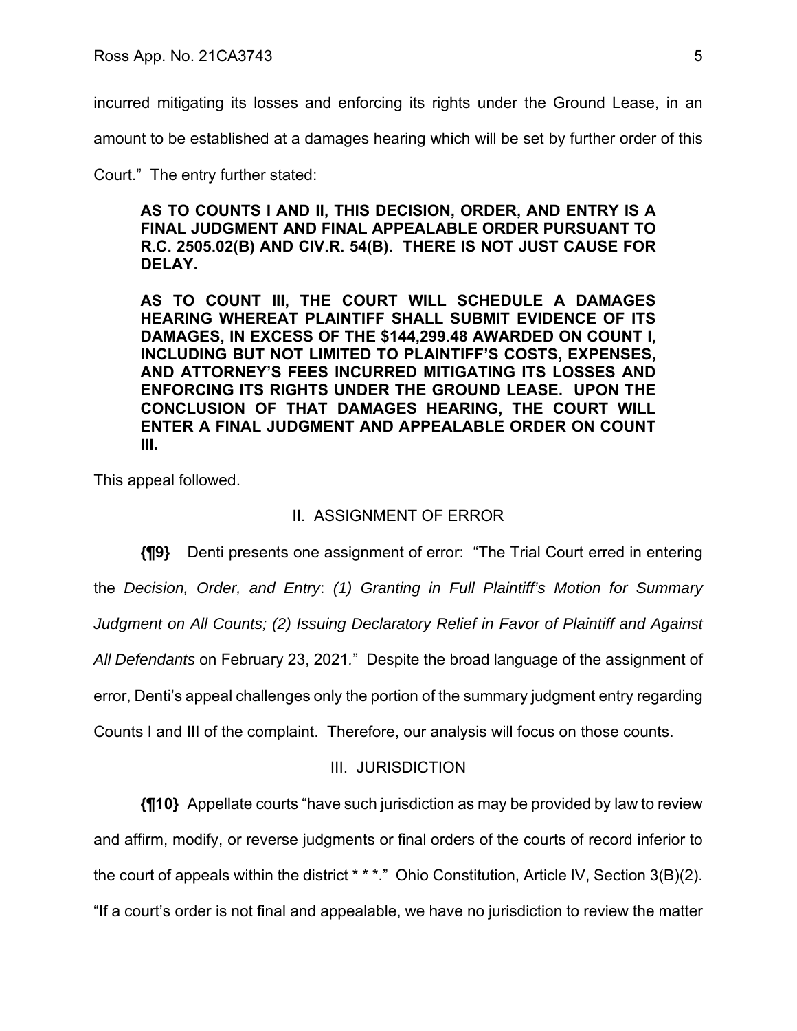incurred mitigating its losses and enforcing its rights under the Ground Lease, in an amount to be established at a damages hearing which will be set by further order of this Court." The entry further stated:

> **AS TO COUNTS I AND II, THIS DECISION, ORDER, AND ENTRY IS A FINAL JUDGMENT AND FINAL APPEALABLE ORDER PURSUANT TO R.C. 2505.02(B) AND CIV.R. 54(B). THERE IS NOT JUST CAUSE FOR DELAY.**
>
> **AS TO COUNT III, THE COURT WILL SCHEDULE A DAMAGES HEARING WHEREAT PLAINTIFF SHALL SUBMIT EVIDENCE OF ITS DAMAGES, IN EXCESS OF THE $144,299.48 AWARDED ON COUNT I, INCLUDING BUT NOT LIMITED TO PLAINTIFF'S COSTS, EXPENSES, AND ATTORNEY'S FEES INCURRED MITIGATING ITS LOSSES AND ENFORCING ITS RIGHTS UNDER THE GROUND LEASE. UPON THE CONCLUSION OF THAT DAMAGES HEARING, THE COURT WILL ENTER A FINAL JUDGMENT AND APPEALABLE ORDER ON COUNT III.**

This appeal followed.

## II. ASSIGNMENT OF ERROR

**{¶9}** Denti presents one assignment of error: "The Trial Court erred in entering the *Decision, Order, and Entry*: *(1) Granting in Full Plaintiff's Motion for Summary Judgment on All Counts; (2) Issuing Declaratory Relief in Favor of Plaintiff and Against All Defendants* on February 23, 2021." Despite the broad language of the assignment of error, Denti's appeal challenges only the portion of the summary judgment entry regarding Counts I and III of the complaint. Therefore, our analysis will focus on those counts.

## III. JURISDICTION

**{¶10}** Appellate courts "have such jurisdiction as may be provided by law to review and affirm, modify, or reverse judgments or final orders of the courts of record inferior to the court of appeals within the district * * *." Ohio Constitution, Article IV, Section 3(B)(2). "If a court's order is not final and appealable, we have no jurisdiction to review the matter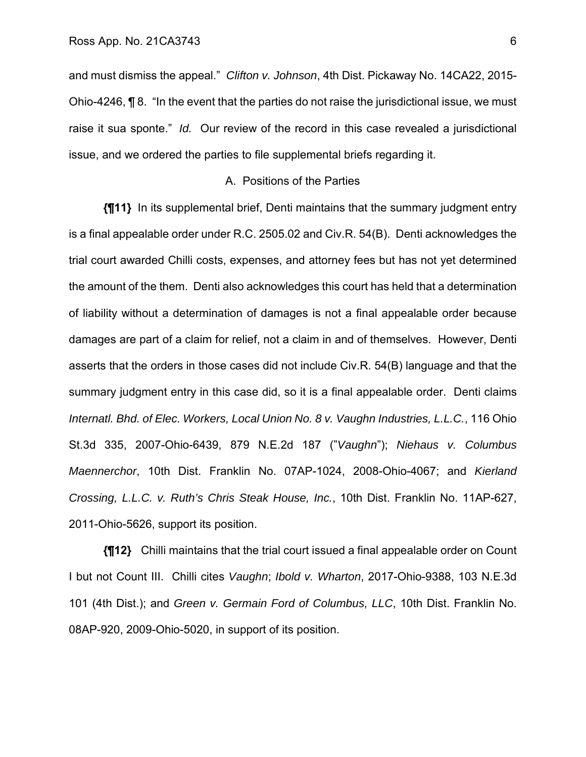and must dismiss the appeal." *Clifton v. Johnson*, 4th Dist. Pickaway No. 14CA22, 2015-Ohio-4246, ¶ 8. "In the event that the parties do not raise the jurisdictional issue, we must raise it sua sponte." *Id.* Our review of the record in this case revealed a jurisdictional issue, and we ordered the parties to file supplemental briefs regarding it.

A. Positions of the Parties

**{¶11}** In its supplemental brief, Denti maintains that the summary judgment entry is a final appealable order under R.C. 2505.02 and Civ.R. 54(B). Denti acknowledges the trial court awarded Chilli costs, expenses, and attorney fees but has not yet determined the amount of the them. Denti also acknowledges this court has held that a determination of liability without a determination of damages is not a final appealable order because damages are part of a claim for relief, not a claim in and of themselves. However, Denti asserts that the orders in those cases did not include Civ.R. 54(B) language and that the summary judgment entry in this case did, so it is a final appealable order. Denti claims *Internatl. Bhd. of Elec. Workers, Local Union No. 8 v. Vaughn Industries, L.L.C.*, 116 Ohio St.3d 335, 2007-Ohio-6439, 879 N.E.2d 187 ("*Vaughn*"); *Niehaus v. Columbus Maennerchor*, 10th Dist. Franklin No. 07AP-1024, 2008-Ohio-4067; and *Kierland Crossing, L.L.C. v. Ruth's Chris Steak House, Inc.*, 10th Dist. Franklin No. 11AP-627, 2011-Ohio-5626, support its position.

**{¶12}** Chilli maintains that the trial court issued a final appealable order on Count I but not Count III. Chilli cites *Vaughn*; *Ibold v. Wharton*, 2017-Ohio-9388, 103 N.E.3d 101 (4th Dist.); and *Green v. Germain Ford of Columbus, LLC*, 10th Dist. Franklin No. 08AP-920, 2009-Ohio-5020, in support of its position.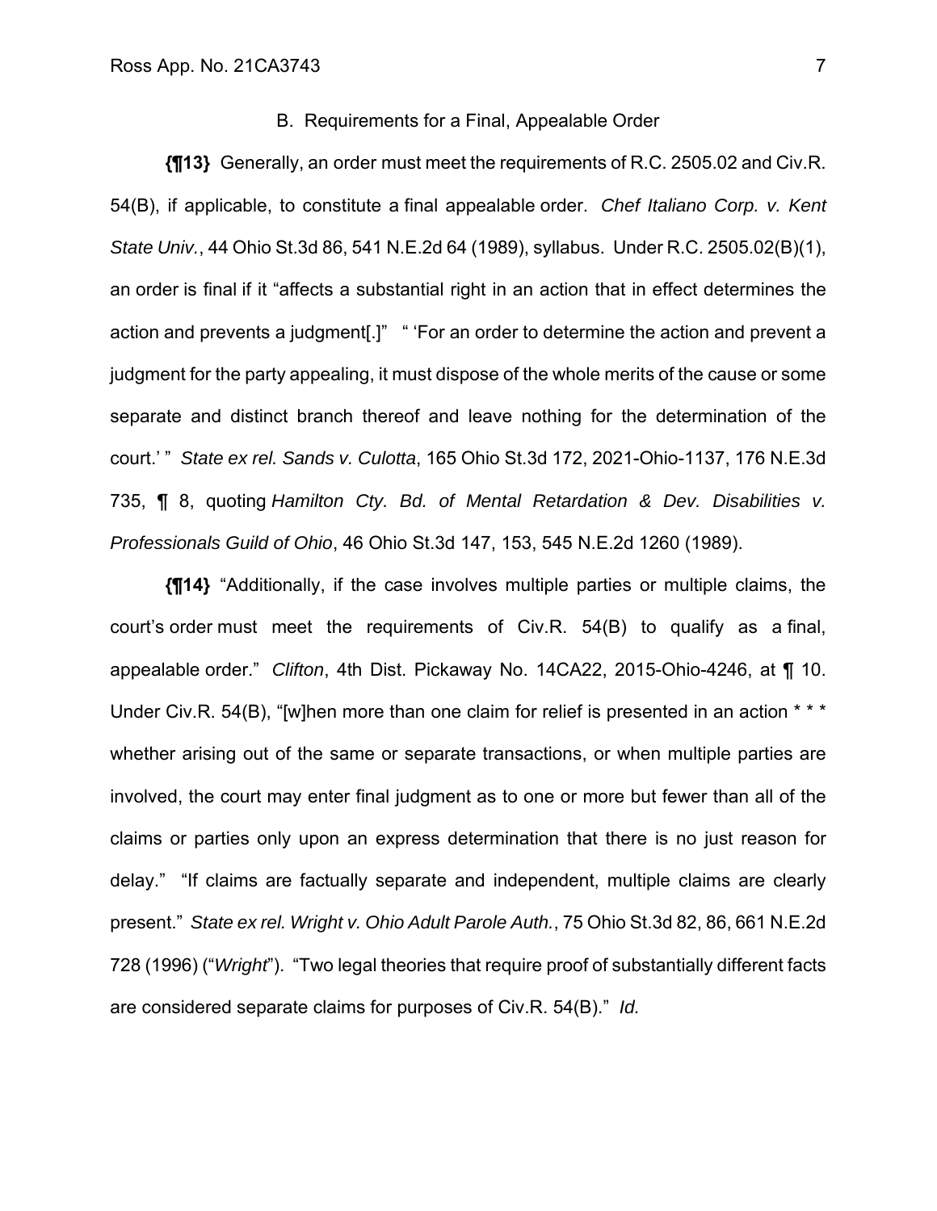## B. Requirements for a Final, Appealable Order

**{¶13}** Generally, an order must meet the requirements of R.C. 2505.02 and Civ.R. 54(B), if applicable, to constitute a final appealable order. *Chef Italiano Corp. v. Kent State Univ.*, 44 Ohio St.3d 86, 541 N.E.2d 64 (1989), syllabus. Under R.C. 2505.02(B)(1), an order is final if it "affects a substantial right in an action that in effect determines the action and prevents a judgment[.]" " 'For an order to determine the action and prevent a judgment for the party appealing, it must dispose of the whole merits of the cause or some separate and distinct branch thereof and leave nothing for the determination of the court.' " *State ex rel. Sands v. Culotta*, 165 Ohio St.3d 172, 2021-Ohio-1137, 176 N.E.3d 735, ¶ 8, quoting *Hamilton Cty. Bd. of Mental Retardation & Dev. Disabilities v. Professionals Guild of Ohio*, 46 Ohio St.3d 147, 153, 545 N.E.2d 1260 (1989).

**{¶14}** "Additionally, if the case involves multiple parties or multiple claims, the court's order must meet the requirements of Civ.R. 54(B) to qualify as a final, appealable order." *Clifton*, 4th Dist. Pickaway No. 14CA22, 2015-Ohio-4246, at ¶ 10. Under Civ.R. 54(B), "[w]hen more than one claim for relief is presented in an action * * * whether arising out of the same or separate transactions, or when multiple parties are involved, the court may enter final judgment as to one or more but fewer than all of the claims or parties only upon an express determination that there is no just reason for delay." "If claims are factually separate and independent, multiple claims are clearly present." *State ex rel. Wright v. Ohio Adult Parole Auth.*, 75 Ohio St.3d 82, 86, 661 N.E.2d 728 (1996) ("*Wright*"). "Two legal theories that require proof of substantially different facts are considered separate claims for purposes of Civ.R. 54(B)." *Id.*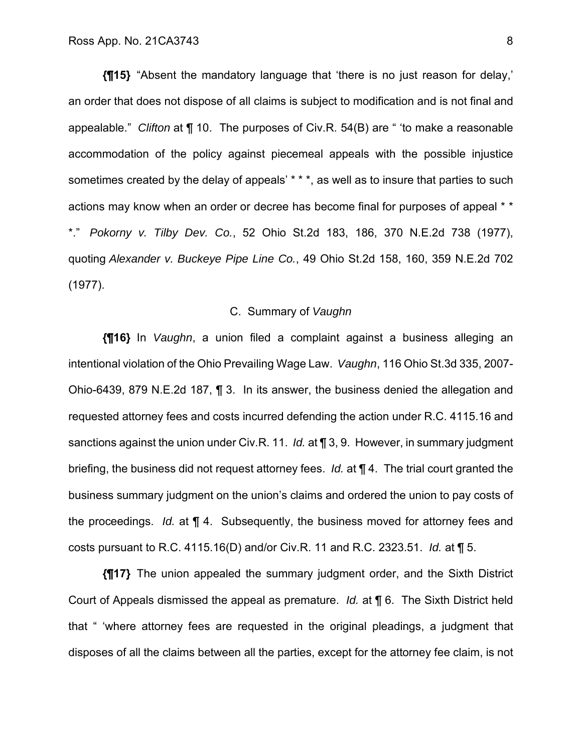**{¶15}** "Absent the mandatory language that 'there is no just reason for delay,' an order that does not dispose of all claims is subject to modification and is not final and appealable." *Clifton* at ¶ 10. The purposes of Civ.R. 54(B) are " 'to make a reasonable accommodation of the policy against piecemeal appeals with the possible injustice sometimes created by the delay of appeals' * * *, as well as to insure that parties to such actions may know when an order or decree has become final for purposes of appeal * * *." *Pokorny v. Tilby Dev. Co.*, 52 Ohio St.2d 183, 186, 370 N.E.2d 738 (1977), quoting *Alexander v. Buckeye Pipe Line Co.*, 49 Ohio St.2d 158, 160, 359 N.E.2d 702 (1977).

### C. Summary of *Vaughn*

**{¶16}** In *Vaughn*, a union filed a complaint against a business alleging an intentional violation of the Ohio Prevailing Wage Law. *Vaughn*, 116 Ohio St.3d 335, 2007-Ohio-6439, 879 N.E.2d 187, ¶ 3. In its answer, the business denied the allegation and requested attorney fees and costs incurred defending the action under R.C. 4115.16 and sanctions against the union under Civ.R. 11. *Id.* at ¶ 3, 9. However, in summary judgment briefing, the business did not request attorney fees. *Id.* at ¶ 4. The trial court granted the business summary judgment on the union's claims and ordered the union to pay costs of the proceedings. *Id.* at ¶ 4. Subsequently, the business moved for attorney fees and costs pursuant to R.C. 4115.16(D) and/or Civ.R. 11 and R.C. 2323.51. *Id.* at ¶ 5.

**{¶17}** The union appealed the summary judgment order, and the Sixth District Court of Appeals dismissed the appeal as premature. *Id.* at ¶ 6. The Sixth District held that " 'where attorney fees are requested in the original pleadings, a judgment that disposes of all the claims between all the parties, except for the attorney fee claim, is not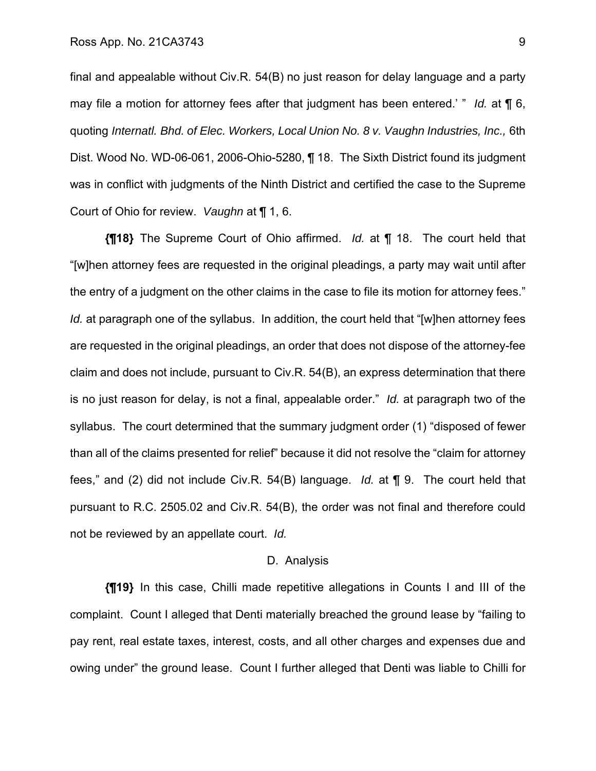final and appealable without Civ.R. 54(B) no just reason for delay language and a party may file a motion for attorney fees after that judgment has been entered.' " *Id.* at ¶ 6, quoting *Internatl. Bhd. of Elec. Workers, Local Union No. 8 v. Vaughn Industries, Inc.,* 6th Dist. Wood No. WD-06-061, 2006-Ohio-5280, ¶ 18. The Sixth District found its judgment was in conflict with judgments of the Ninth District and certified the case to the Supreme Court of Ohio for review. *Vaughn* at ¶ 1, 6.

**{¶18}** The Supreme Court of Ohio affirmed. *Id.* at ¶ 18. The court held that "[w]hen attorney fees are requested in the original pleadings, a party may wait until after the entry of a judgment on the other claims in the case to file its motion for attorney fees." *Id.* at paragraph one of the syllabus. In addition, the court held that "[w]hen attorney fees are requested in the original pleadings, an order that does not dispose of the attorney-fee claim and does not include, pursuant to Civ.R. 54(B), an express determination that there is no just reason for delay, is not a final, appealable order." *Id.* at paragraph two of the syllabus. The court determined that the summary judgment order (1) "disposed of fewer than all of the claims presented for relief" because it did not resolve the "claim for attorney fees," and (2) did not include Civ.R. 54(B) language. *Id.* at ¶ 9. The court held that pursuant to R.C. 2505.02 and Civ.R. 54(B), the order was not final and therefore could not be reviewed by an appellate court. *Id.*

### D. Analysis

**{¶19}** In this case, Chilli made repetitive allegations in Counts I and III of the complaint. Count I alleged that Denti materially breached the ground lease by "failing to pay rent, real estate taxes, interest, costs, and all other charges and expenses due and owing under" the ground lease. Count I further alleged that Denti was liable to Chilli for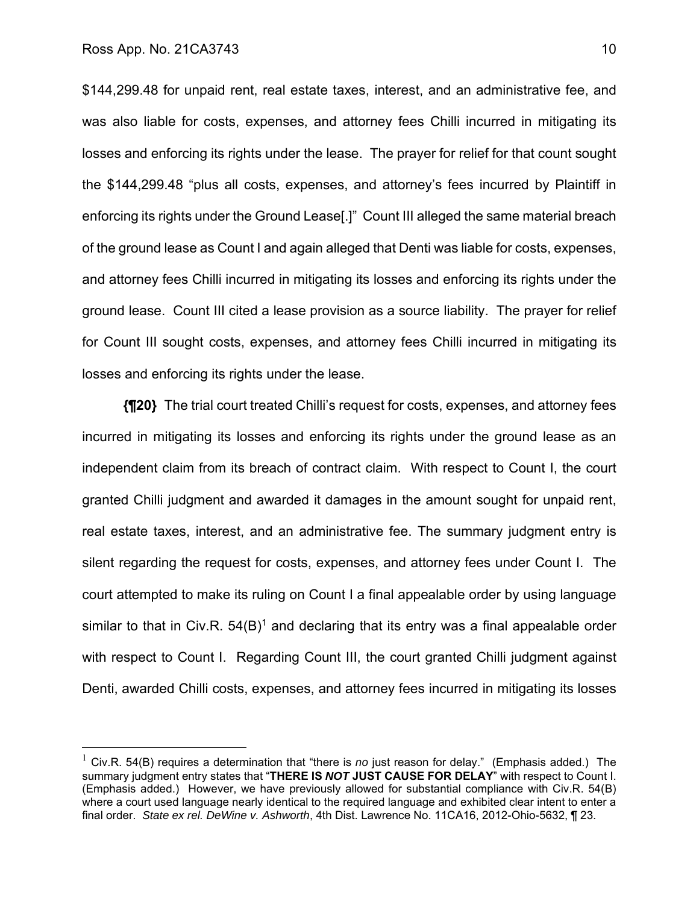$144,299.48 for unpaid rent, real estate taxes, interest, and an administrative fee, and was also liable for costs, expenses, and attorney fees Chilli incurred in mitigating its losses and enforcing its rights under the lease. The prayer for relief for that count sought the $144,299.48 "plus all costs, expenses, and attorney's fees incurred by Plaintiff in enforcing its rights under the Ground Lease[.]" Count III alleged the same material breach of the ground lease as Count I and again alleged that Denti was liable for costs, expenses, and attorney fees Chilli incurred in mitigating its losses and enforcing its rights under the ground lease. Count III cited a lease provision as a source liability. The prayer for relief for Count III sought costs, expenses, and attorney fees Chilli incurred in mitigating its losses and enforcing its rights under the lease.

**{¶20}** The trial court treated Chilli's request for costs, expenses, and attorney fees incurred in mitigating its losses and enforcing its rights under the ground lease as an independent claim from its breach of contract claim. With respect to Count I, the court granted Chilli judgment and awarded it damages in the amount sought for unpaid rent, real estate taxes, interest, and an administrative fee. The summary judgment entry is silent regarding the request for costs, expenses, and attorney fees under Count I. The court attempted to make its ruling on Count I a final appealable order by using language similar to that in Civ.R. 54(B)[1] and declaring that its entry was a final appealable order with respect to Count I. Regarding Count III, the court granted Chilli judgment against Denti, awarded Chilli costs, expenses, and attorney fees incurred in mitigating its losses

[1] Civ.R. 54(B) requires a determination that "there is *no* just reason for delay." (Emphasis added.) The summary judgment entry states that "**THERE IS *NOT* JUST CAUSE FOR DELAY**" with respect to Count I. (Emphasis added.) However, we have previously allowed for substantial compliance with Civ.R. 54(B) where a court used language nearly identical to the required language and exhibited clear intent to enter a final order. *State ex rel. DeWine v. Ashworth*, 4th Dist. Lawrence No. 11CA16, 2012-Ohio-5632, ¶ 23.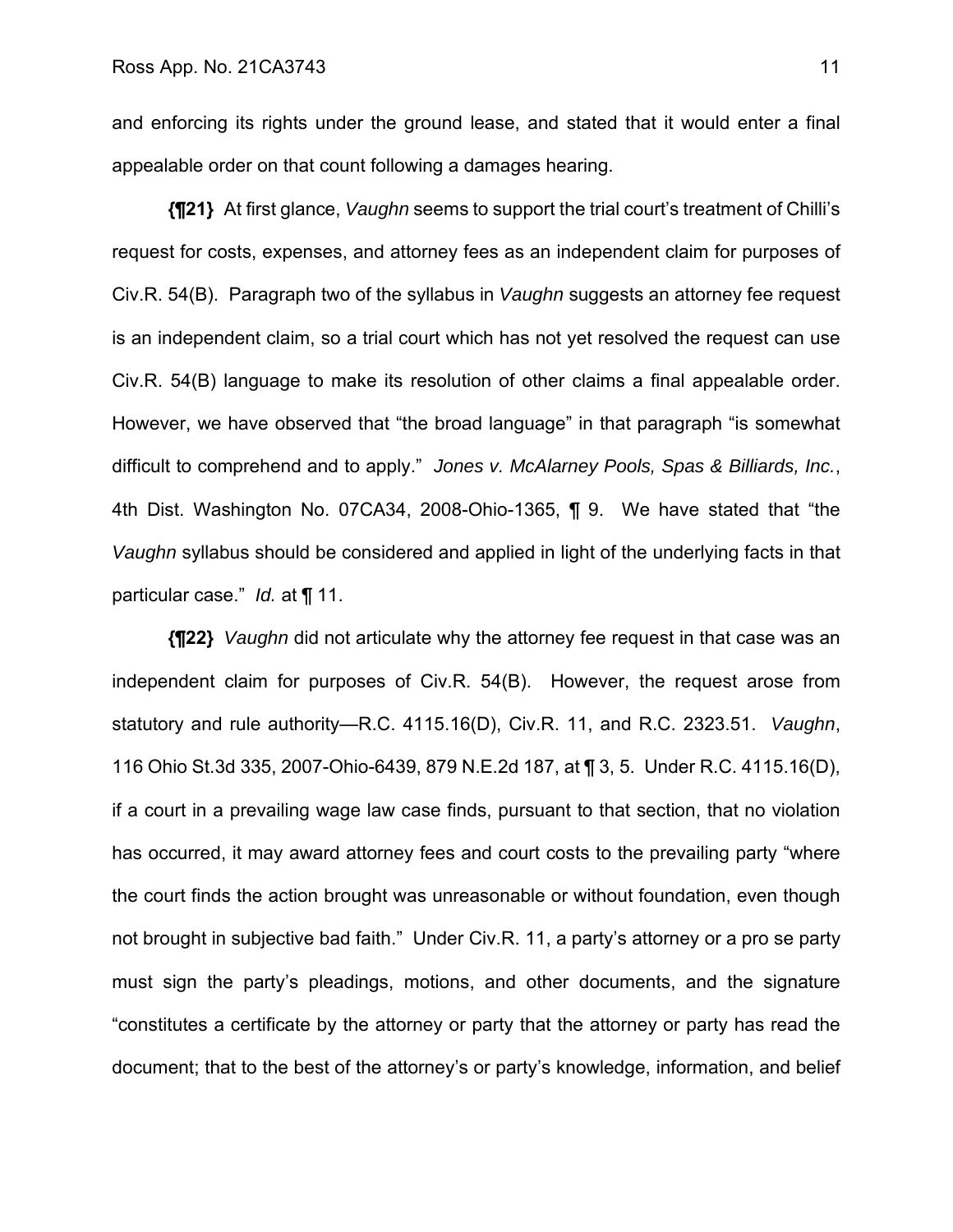and enforcing its rights under the ground lease, and stated that it would enter a final appealable order on that count following a damages hearing.

**{¶21}** At first glance, *Vaughn* seems to support the trial court's treatment of Chilli's request for costs, expenses, and attorney fees as an independent claim for purposes of Civ.R. 54(B). Paragraph two of the syllabus in *Vaughn* suggests an attorney fee request is an independent claim, so a trial court which has not yet resolved the request can use Civ.R. 54(B) language to make its resolution of other claims a final appealable order. However, we have observed that "the broad language" in that paragraph "is somewhat difficult to comprehend and to apply." *Jones v. McAlarney Pools, Spas & Billiards, Inc.*, 4th Dist. Washington No. 07CA34, 2008-Ohio-1365, ¶ 9. We have stated that "the *Vaughn* syllabus should be considered and applied in light of the underlying facts in that particular case." *Id.* at ¶ 11.

**{¶22}** *Vaughn* did not articulate why the attorney fee request in that case was an independent claim for purposes of Civ.R. 54(B). However, the request arose from statutory and rule authority—R.C. 4115.16(D), Civ.R. 11, and R.C. 2323.51. *Vaughn*, 116 Ohio St.3d 335, 2007-Ohio-6439, 879 N.E.2d 187, at ¶ 3, 5. Under R.C. 4115.16(D), if a court in a prevailing wage law case finds, pursuant to that section, that no violation has occurred, it may award attorney fees and court costs to the prevailing party "where the court finds the action brought was unreasonable or without foundation, even though not brought in subjective bad faith." Under Civ.R. 11, a party's attorney or a pro se party must sign the party's pleadings, motions, and other documents, and the signature "constitutes a certificate by the attorney or party that the attorney or party has read the document; that to the best of the attorney's or party's knowledge, information, and belief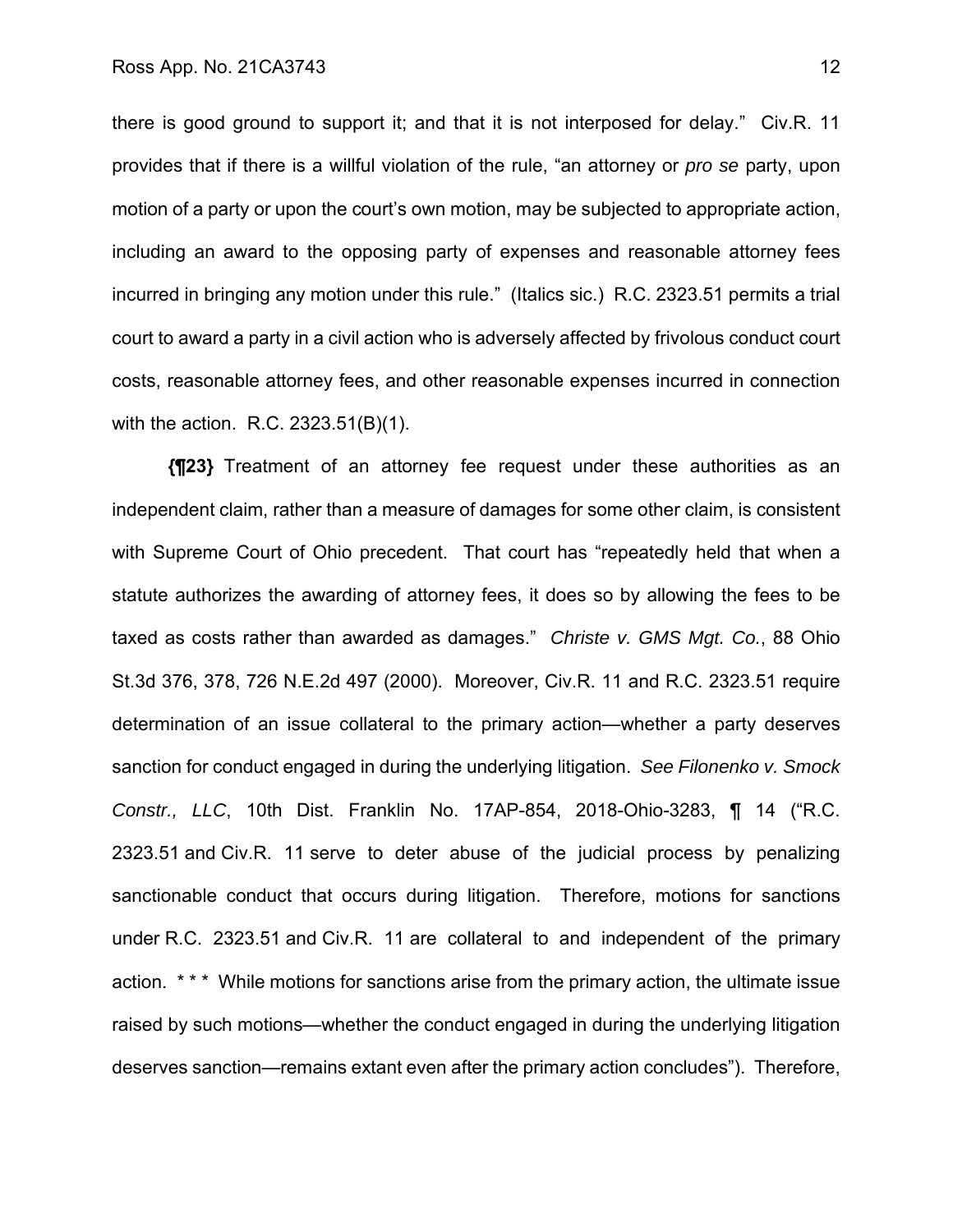there is good ground to support it; and that it is not interposed for delay." Civ.R. 11 provides that if there is a willful violation of the rule, "an attorney or *pro se* party, upon motion of a party or upon the court's own motion, may be subjected to appropriate action, including an award to the opposing party of expenses and reasonable attorney fees incurred in bringing any motion under this rule." (Italics sic.) R.C. 2323.51 permits a trial court to award a party in a civil action who is adversely affected by frivolous conduct court costs, reasonable attorney fees, and other reasonable expenses incurred in connection with the action. R.C. 2323.51(B)(1).

**{¶23}** Treatment of an attorney fee request under these authorities as an independent claim, rather than a measure of damages for some other claim, is consistent with Supreme Court of Ohio precedent. That court has "repeatedly held that when a statute authorizes the awarding of attorney fees, it does so by allowing the fees to be taxed as costs rather than awarded as damages." *Christe v. GMS Mgt. Co.*, 88 Ohio St.3d 376, 378, 726 N.E.2d 497 (2000). Moreover, Civ.R. 11 and R.C. 2323.51 require determination of an issue collateral to the primary action—whether a party deserves sanction for conduct engaged in during the underlying litigation. *See Filonenko v. Smock Constr., LLC*, 10th Dist. Franklin No. 17AP-854, 2018-Ohio-3283, ¶ 14 ("R.C. 2323.51 and Civ.R. 11 serve to deter abuse of the judicial process by penalizing sanctionable conduct that occurs during litigation. Therefore, motions for sanctions under R.C. 2323.51 and Civ.R. 11 are collateral to and independent of the primary action. * * * While motions for sanctions arise from the primary action, the ultimate issue raised by such motions—whether the conduct engaged in during the underlying litigation deserves sanction—remains extant even after the primary action concludes"). Therefore,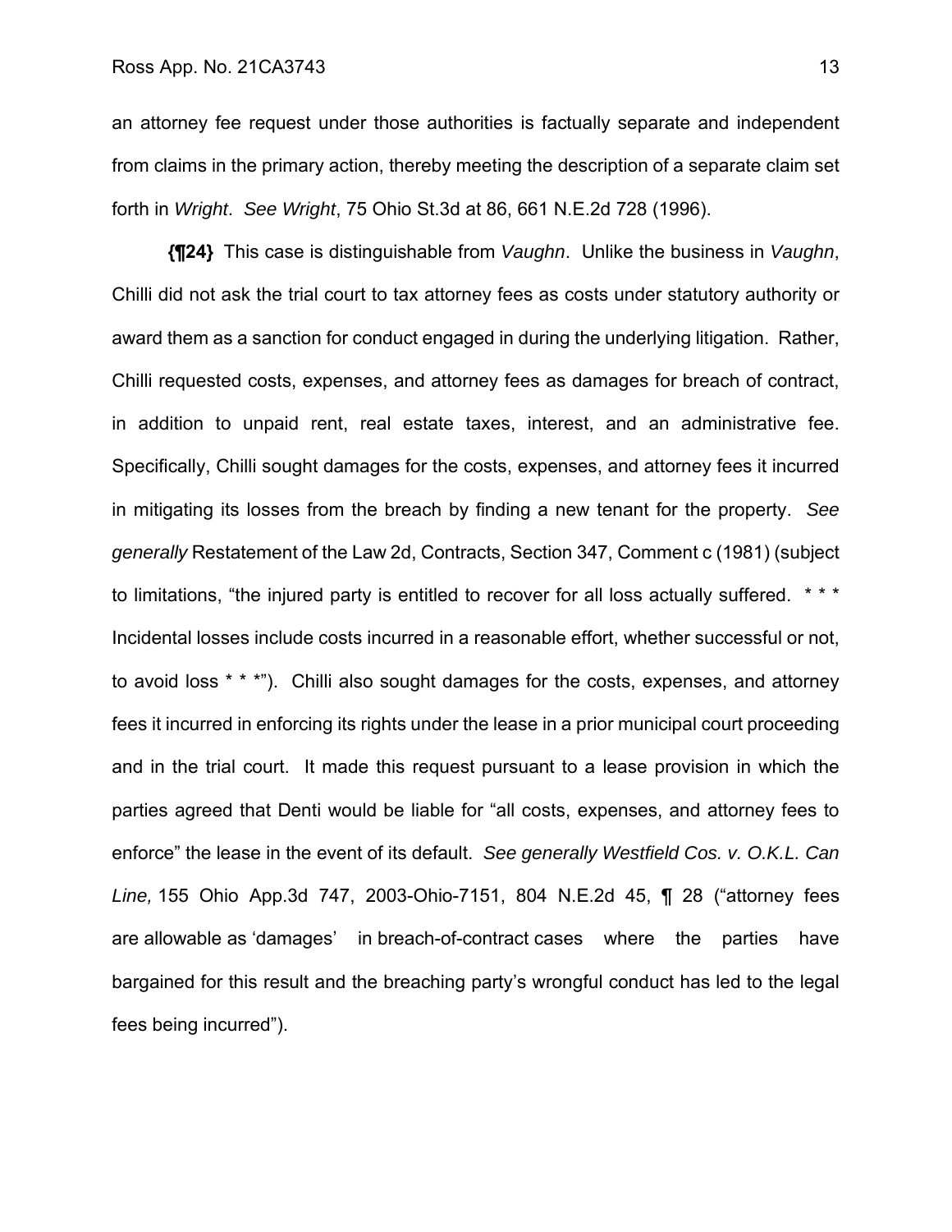an attorney fee request under those authorities is factually separate and independent from claims in the primary action, thereby meeting the description of a separate claim set forth in *Wright*. *See Wright*, 75 Ohio St.3d at 86, 661 N.E.2d 728 (1996).

**{¶24}** This case is distinguishable from *Vaughn*. Unlike the business in *Vaughn*, Chilli did not ask the trial court to tax attorney fees as costs under statutory authority or award them as a sanction for conduct engaged in during the underlying litigation. Rather, Chilli requested costs, expenses, and attorney fees as damages for breach of contract, in addition to unpaid rent, real estate taxes, interest, and an administrative fee. Specifically, Chilli sought damages for the costs, expenses, and attorney fees it incurred in mitigating its losses from the breach by finding a new tenant for the property. *See generally* Restatement of the Law 2d, Contracts, Section 347, Comment c (1981) (subject to limitations, "the injured party is entitled to recover for all loss actually suffered. * * * Incidental losses include costs incurred in a reasonable effort, whether successful or not, to avoid loss * * *"). Chilli also sought damages for the costs, expenses, and attorney fees it incurred in enforcing its rights under the lease in a prior municipal court proceeding and in the trial court. It made this request pursuant to a lease provision in which the parties agreed that Denti would be liable for "all costs, expenses, and attorney fees to enforce" the lease in the event of its default. *See generally Westfield Cos. v. O.K.L. Can Line,* 155 Ohio App.3d 747, 2003-Ohio-7151, 804 N.E.2d 45, ¶ 28 ("attorney fees are allowable as 'damages' in breach-of-contract cases where the parties have bargained for this result and the breaching party's wrongful conduct has led to the legal fees being incurred").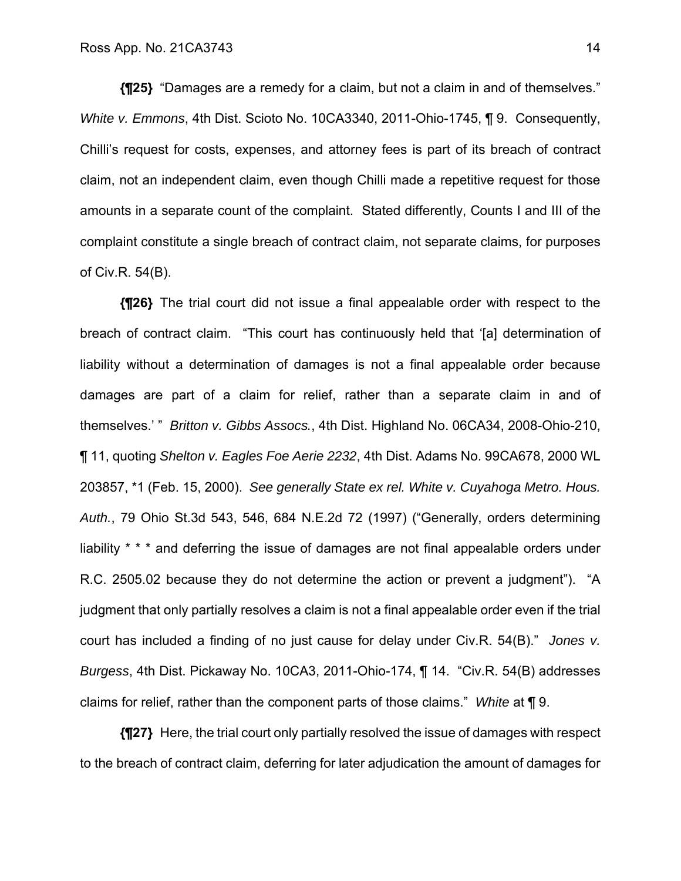**{¶25}** "Damages are a remedy for a claim, but not a claim in and of themselves." *White v. Emmons*, 4th Dist. Scioto No. 10CA3340, 2011-Ohio-1745, ¶ 9. Consequently, Chilli's request for costs, expenses, and attorney fees is part of its breach of contract claim, not an independent claim, even though Chilli made a repetitive request for those amounts in a separate count of the complaint. Stated differently, Counts I and III of the complaint constitute a single breach of contract claim, not separate claims, for purposes of Civ.R. 54(B).

**{¶26}** The trial court did not issue a final appealable order with respect to the breach of contract claim. "This court has continuously held that '[a] determination of liability without a determination of damages is not a final appealable order because damages are part of a claim for relief, rather than a separate claim in and of themselves.' " *Britton v. Gibbs Assocs.*, 4th Dist. Highland No. 06CA34, 2008-Ohio-210, ¶ 11, quoting *Shelton v. Eagles Foe Aerie 2232*, 4th Dist. Adams No. 99CA678, 2000 WL 203857, *1 (Feb. 15, 2000). *See generally State ex rel. White v. Cuyahoga Metro. Hous. Auth.*, 79 Ohio St.3d 543, 546, 684 N.E.2d 72 (1997) ("Generally, orders determining liability * * * and deferring the issue of damages are not final appealable orders under R.C. 2505.02 because they do not determine the action or prevent a judgment"). "A judgment that only partially resolves a claim is not a final appealable order even if the trial court has included a finding of no just cause for delay under Civ.R. 54(B)." *Jones v. Burgess*, 4th Dist. Pickaway No. 10CA3, 2011-Ohio-174, ¶ 14. "Civ.R. 54(B) addresses claims for relief, rather than the component parts of those claims." *White* at ¶ 9.

**{¶27}** Here, the trial court only partially resolved the issue of damages with respect to the breach of contract claim, deferring for later adjudication the amount of damages for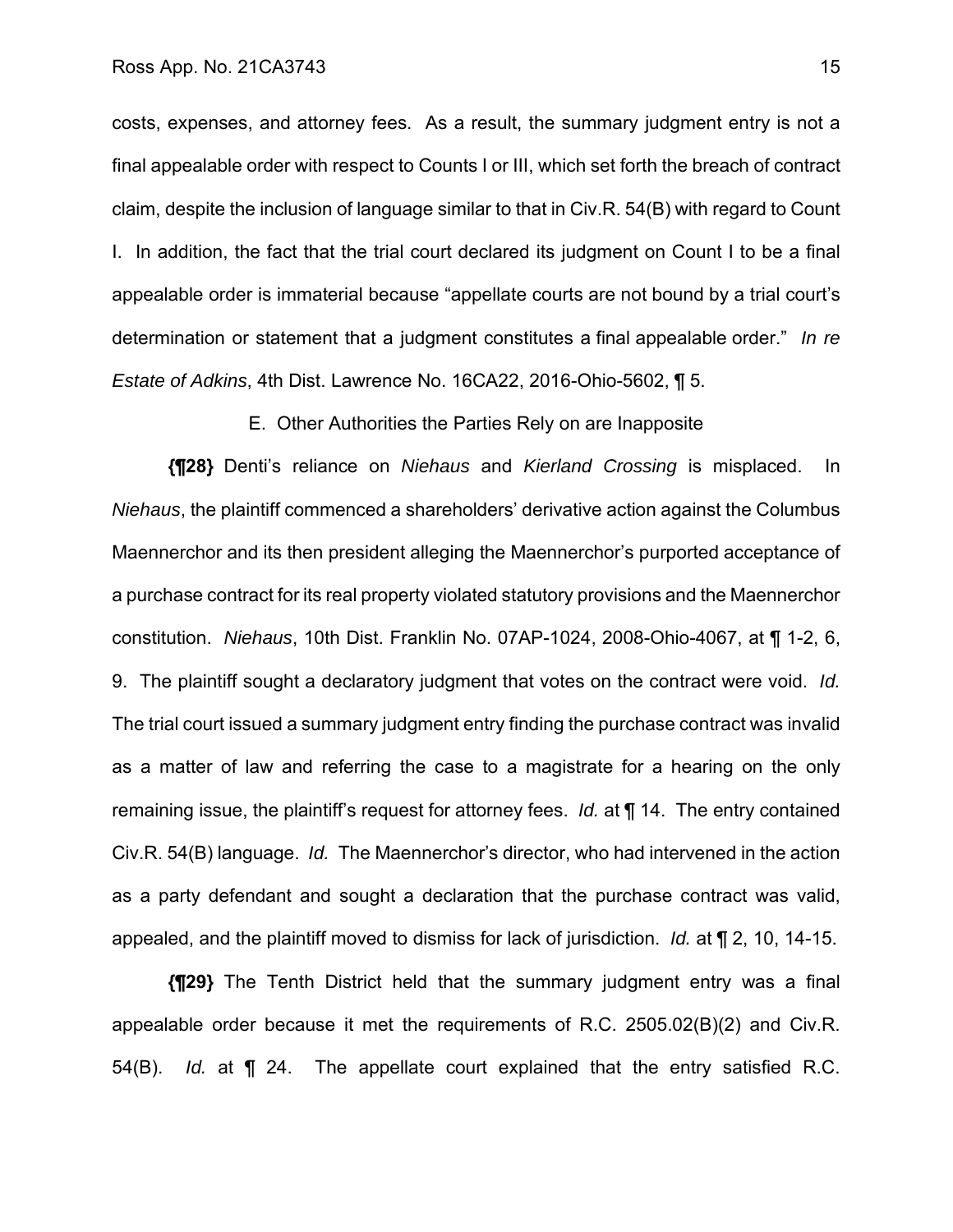costs, expenses, and attorney fees. As a result, the summary judgment entry is not a final appealable order with respect to Counts I or III, which set forth the breach of contract claim, despite the inclusion of language similar to that in Civ.R. 54(B) with regard to Count I. In addition, the fact that the trial court declared its judgment on Count I to be a final appealable order is immaterial because "appellate courts are not bound by a trial court's determination or statement that a judgment constitutes a final appealable order." *In re Estate of Adkins*, 4th Dist. Lawrence No. 16CA22, 2016-Ohio-5602, ¶ 5.

E. Other Authorities the Parties Rely on are Inapposite

**{¶28}** Denti's reliance on *Niehaus* and *Kierland Crossing* is misplaced. In *Niehaus*, the plaintiff commenced a shareholders' derivative action against the Columbus Maennerchor and its then president alleging the Maennerchor's purported acceptance of a purchase contract for its real property violated statutory provisions and the Maennerchor constitution. *Niehaus*, 10th Dist. Franklin No. 07AP-1024, 2008-Ohio-4067, at ¶ 1-2, 6, 9. The plaintiff sought a declaratory judgment that votes on the contract were void. *Id.* The trial court issued a summary judgment entry finding the purchase contract was invalid as a matter of law and referring the case to a magistrate for a hearing on the only remaining issue, the plaintiff's request for attorney fees. *Id.* at ¶ 14. The entry contained Civ.R. 54(B) language. *Id.* The Maennerchor's director, who had intervened in the action as a party defendant and sought a declaration that the purchase contract was valid, appealed, and the plaintiff moved to dismiss for lack of jurisdiction. *Id.* at ¶ 2, 10, 14-15.

**{¶29}** The Tenth District held that the summary judgment entry was a final appealable order because it met the requirements of R.C. 2505.02(B)(2) and Civ.R. 54(B). *Id.* at ¶ 24. The appellate court explained that the entry satisfied R.C.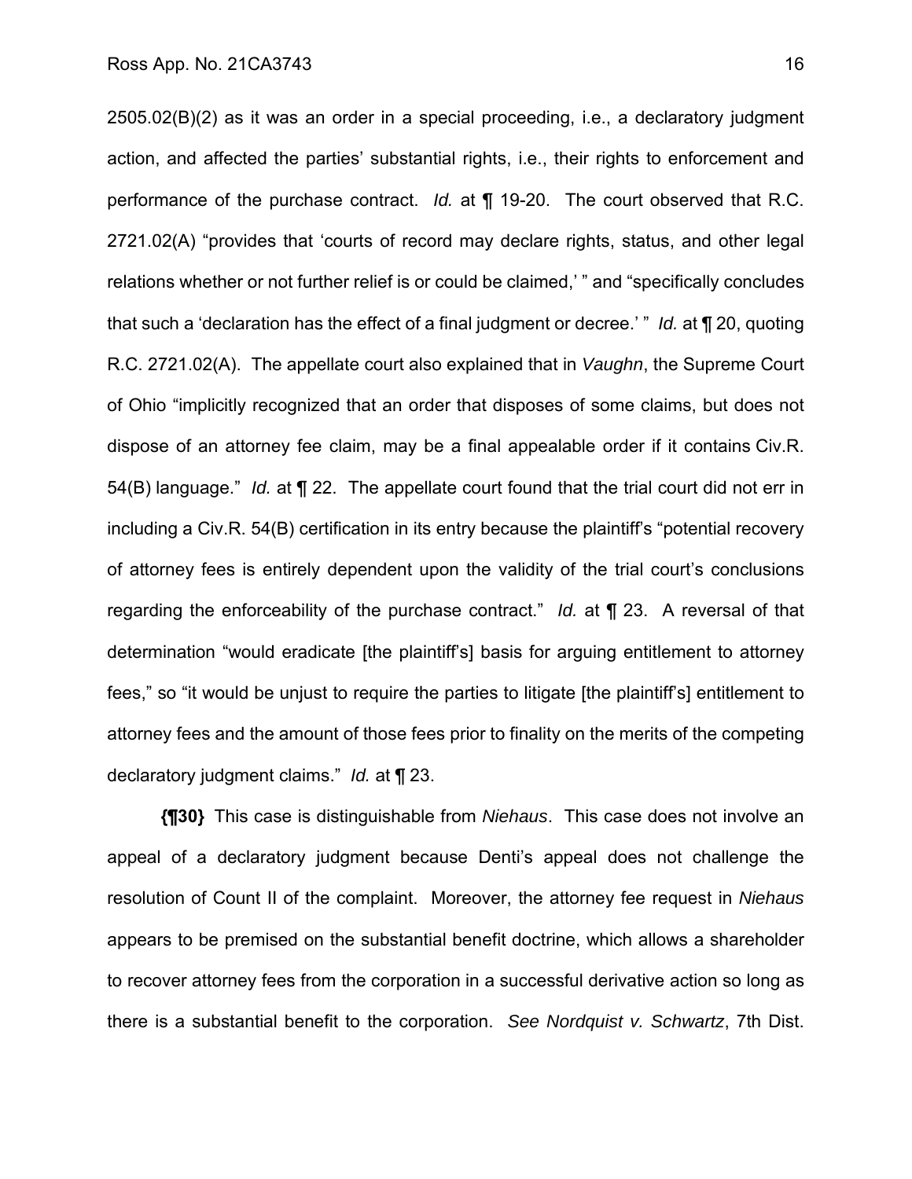2505.02(B)(2) as it was an order in a special proceeding, i.e., a declaratory judgment action, and affected the parties' substantial rights, i.e., their rights to enforcement and performance of the purchase contract. *Id.* at ¶ 19-20. The court observed that R.C. 2721.02(A) "provides that 'courts of record may declare rights, status, and other legal relations whether or not further relief is or could be claimed,' " and "specifically concludes that such a 'declaration has the effect of a final judgment or decree.' " *Id.* at ¶ 20, quoting R.C. 2721.02(A). The appellate court also explained that in *Vaughn*, the Supreme Court of Ohio "implicitly recognized that an order that disposes of some claims, but does not dispose of an attorney fee claim, may be a final appealable order if it contains Civ.R. 54(B) language." *Id.* at ¶ 22. The appellate court found that the trial court did not err in including a Civ.R. 54(B) certification in its entry because the plaintiff's "potential recovery of attorney fees is entirely dependent upon the validity of the trial court's conclusions regarding the enforceability of the purchase contract." *Id.* at ¶ 23. A reversal of that determination "would eradicate [the plaintiff's] basis for arguing entitlement to attorney fees," so "it would be unjust to require the parties to litigate [the plaintiff's] entitlement to attorney fees and the amount of those fees prior to finality on the merits of the competing declaratory judgment claims." *Id.* at ¶ 23.

**{¶30}** This case is distinguishable from *Niehaus*. This case does not involve an appeal of a declaratory judgment because Denti's appeal does not challenge the resolution of Count II of the complaint. Moreover, the attorney fee request in *Niehaus* appears to be premised on the substantial benefit doctrine, which allows a shareholder to recover attorney fees from the corporation in a successful derivative action so long as there is a substantial benefit to the corporation. *See Nordquist v. Schwartz*, 7th Dist.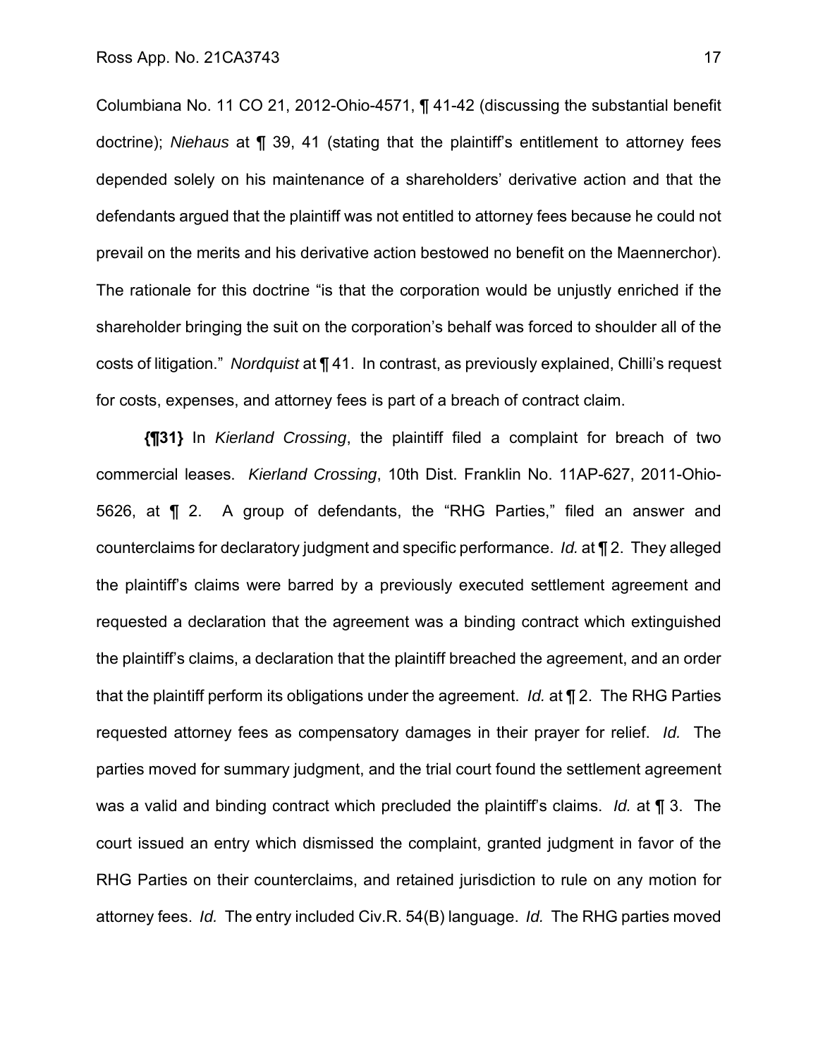Columbiana No. 11 CO 21, 2012-Ohio-4571, ¶ 41-42 (discussing the substantial benefit doctrine); *Niehaus* at ¶ 39, 41 (stating that the plaintiff's entitlement to attorney fees depended solely on his maintenance of a shareholders' derivative action and that the defendants argued that the plaintiff was not entitled to attorney fees because he could not prevail on the merits and his derivative action bestowed no benefit on the Maennerchor). The rationale for this doctrine "is that the corporation would be unjustly enriched if the shareholder bringing the suit on the corporation's behalf was forced to shoulder all of the costs of litigation." *Nordquist* at ¶ 41. In contrast, as previously explained, Chilli's request for costs, expenses, and attorney fees is part of a breach of contract claim.

**{¶31}** In *Kierland Crossing*, the plaintiff filed a complaint for breach of two commercial leases. *Kierland Crossing*, 10th Dist. Franklin No. 11AP-627, 2011-Ohio-5626, at ¶ 2. A group of defendants, the "RHG Parties," filed an answer and counterclaims for declaratory judgment and specific performance. *Id.* at ¶ 2. They alleged the plaintiff's claims were barred by a previously executed settlement agreement and requested a declaration that the agreement was a binding contract which extinguished the plaintiff's claims, a declaration that the plaintiff breached the agreement, and an order that the plaintiff perform its obligations under the agreement. *Id.* at ¶ 2. The RHG Parties requested attorney fees as compensatory damages in their prayer for relief. *Id.* The parties moved for summary judgment, and the trial court found the settlement agreement was a valid and binding contract which precluded the plaintiff's claims. *Id.* at ¶ 3. The court issued an entry which dismissed the complaint, granted judgment in favor of the RHG Parties on their counterclaims, and retained jurisdiction to rule on any motion for attorney fees. *Id.* The entry included Civ.R. 54(B) language. *Id.* The RHG parties moved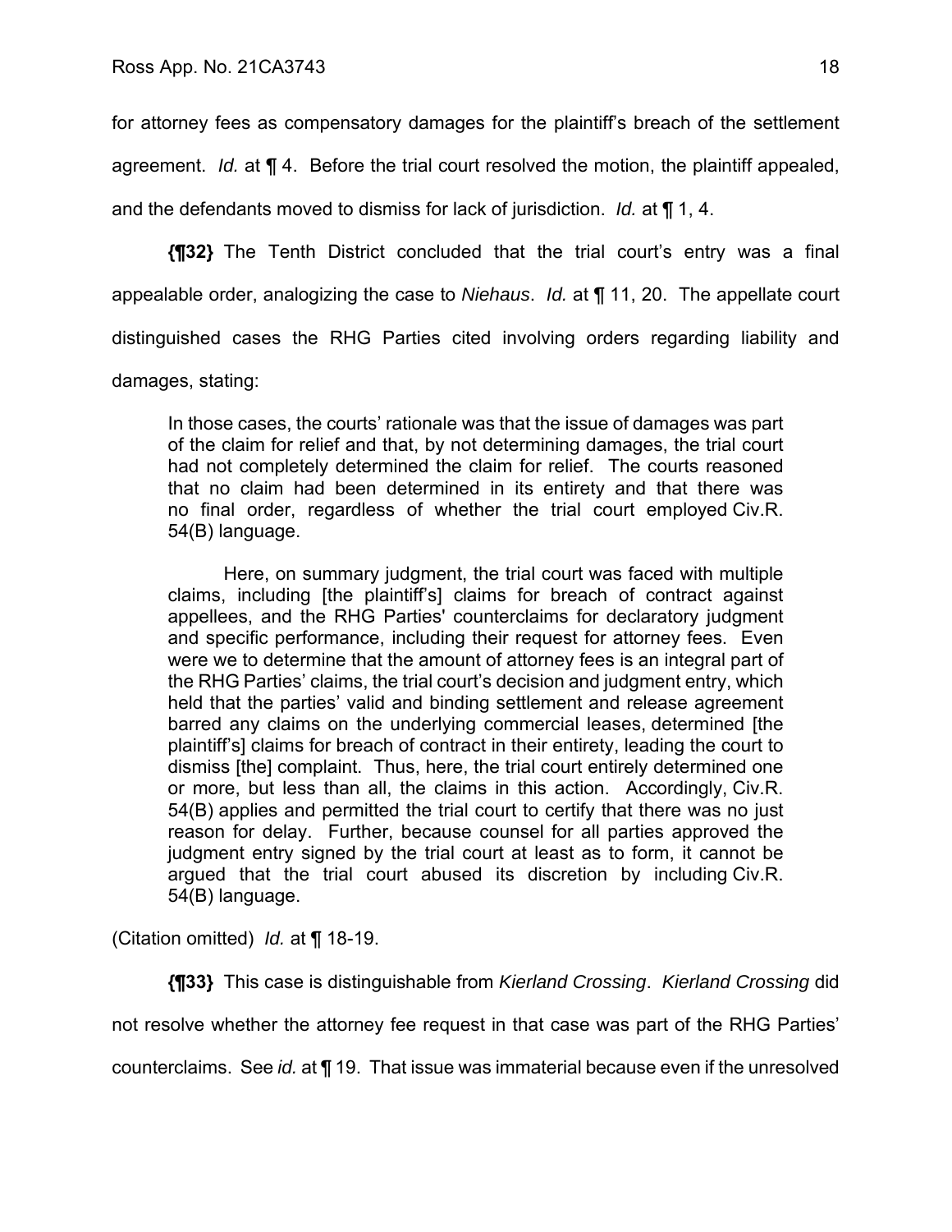for attorney fees as compensatory damages for the plaintiff's breach of the settlement agreement. *Id.* at ¶ 4. Before the trial court resolved the motion, the plaintiff appealed, and the defendants moved to dismiss for lack of jurisdiction. *Id.* at ¶ 1, 4.

**{¶32}** The Tenth District concluded that the trial court's entry was a final appealable order, analogizing the case to *Niehaus*. *Id.* at ¶ 11, 20. The appellate court distinguished cases the RHG Parties cited involving orders regarding liability and damages, stating:

> In those cases, the courts' rationale was that the issue of damages was part of the claim for relief and that, by not determining damages, the trial court had not completely determined the claim for relief. The courts reasoned that no claim had been determined in its entirety and that there was no final order, regardless of whether the trial court employed Civ.R. 54(B) language.
>
> Here, on summary judgment, the trial court was faced with multiple claims, including [the plaintiff's] claims for breach of contract against appellees, and the RHG Parties' counterclaims for declaratory judgment and specific performance, including their request for attorney fees. Even were we to determine that the amount of attorney fees is an integral part of the RHG Parties' claims, the trial court's decision and judgment entry, which held that the parties' valid and binding settlement and release agreement barred any claims on the underlying commercial leases, determined [the plaintiff's] claims for breach of contract in their entirety, leading the court to dismiss [the] complaint. Thus, here, the trial court entirely determined one or more, but less than all, the claims in this action. Accordingly, Civ.R. 54(B) applies and permitted the trial court to certify that there was no just reason for delay. Further, because counsel for all parties approved the judgment entry signed by the trial court at least as to form, it cannot be argued that the trial court abused its discretion by including Civ.R. 54(B) language.

(Citation omitted) *Id.* at ¶ 18-19.

**{¶33}** This case is distinguishable from *Kierland Crossing*. *Kierland Crossing* did not resolve whether the attorney fee request in that case was part of the RHG Parties' counterclaims. See *id.* at ¶ 19. That issue was immaterial because even if the unresolved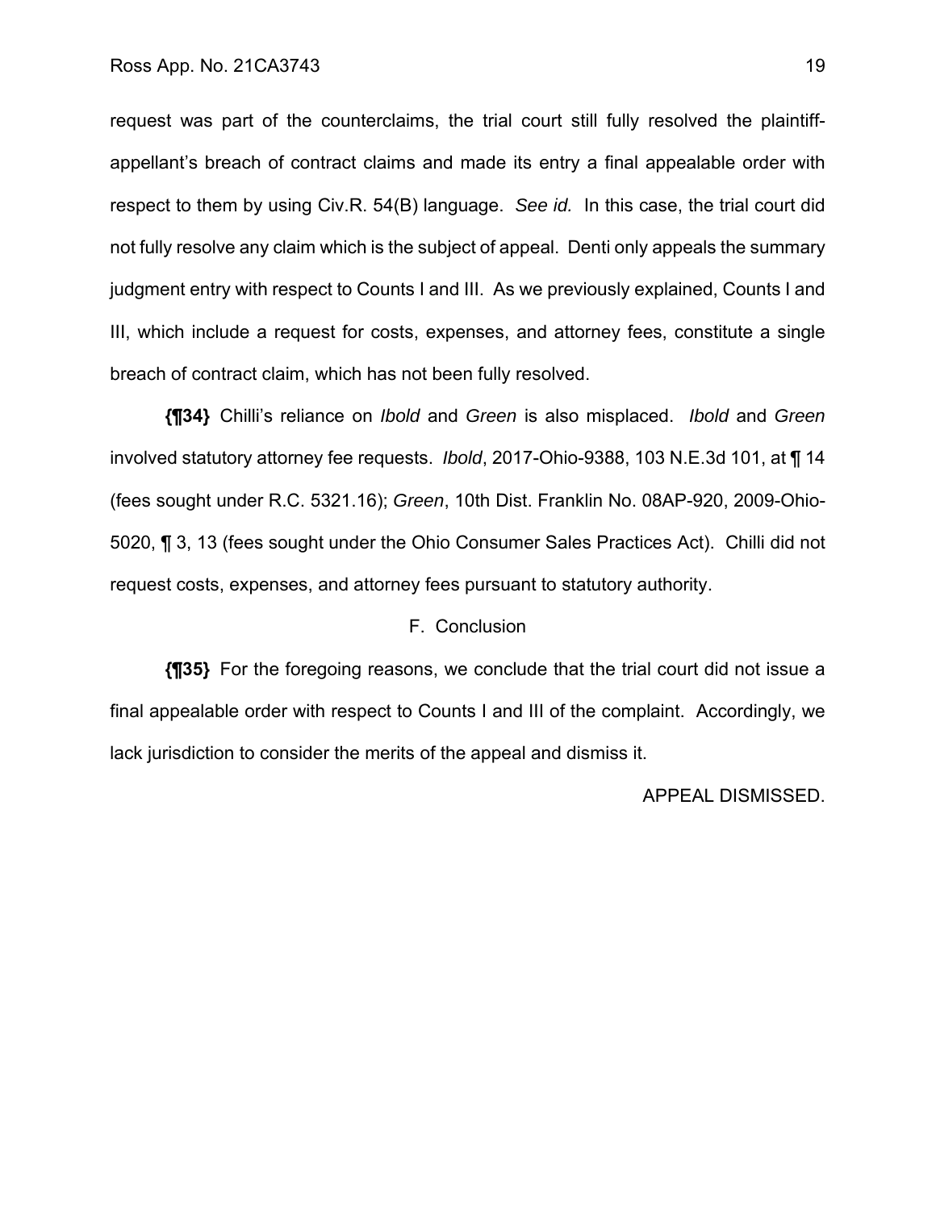request was part of the counterclaims, the trial court still fully resolved the plaintiff-appellant's breach of contract claims and made its entry a final appealable order with respect to them by using Civ.R. 54(B) language. *See id.* In this case, the trial court did not fully resolve any claim which is the subject of appeal. Denti only appeals the summary judgment entry with respect to Counts I and III. As we previously explained, Counts I and III, which include a request for costs, expenses, and attorney fees, constitute a single breach of contract claim, which has not been fully resolved.

**{¶34}** Chilli's reliance on *Ibold* and *Green* is also misplaced. *Ibold* and *Green* involved statutory attorney fee requests. *Ibold*, 2017-Ohio-9388, 103 N.E.3d 101, at ¶ 14 (fees sought under R.C. 5321.16); *Green*, 10th Dist. Franklin No. 08AP-920, 2009-Ohio-5020, ¶ 3, 13 (fees sought under the Ohio Consumer Sales Practices Act). Chilli did not request costs, expenses, and attorney fees pursuant to statutory authority.

F. Conclusion

**{¶35}** For the foregoing reasons, we conclude that the trial court did not issue a final appealable order with respect to Counts I and III of the complaint. Accordingly, we lack jurisdiction to consider the merits of the appeal and dismiss it.

APPEAL DISMISSED.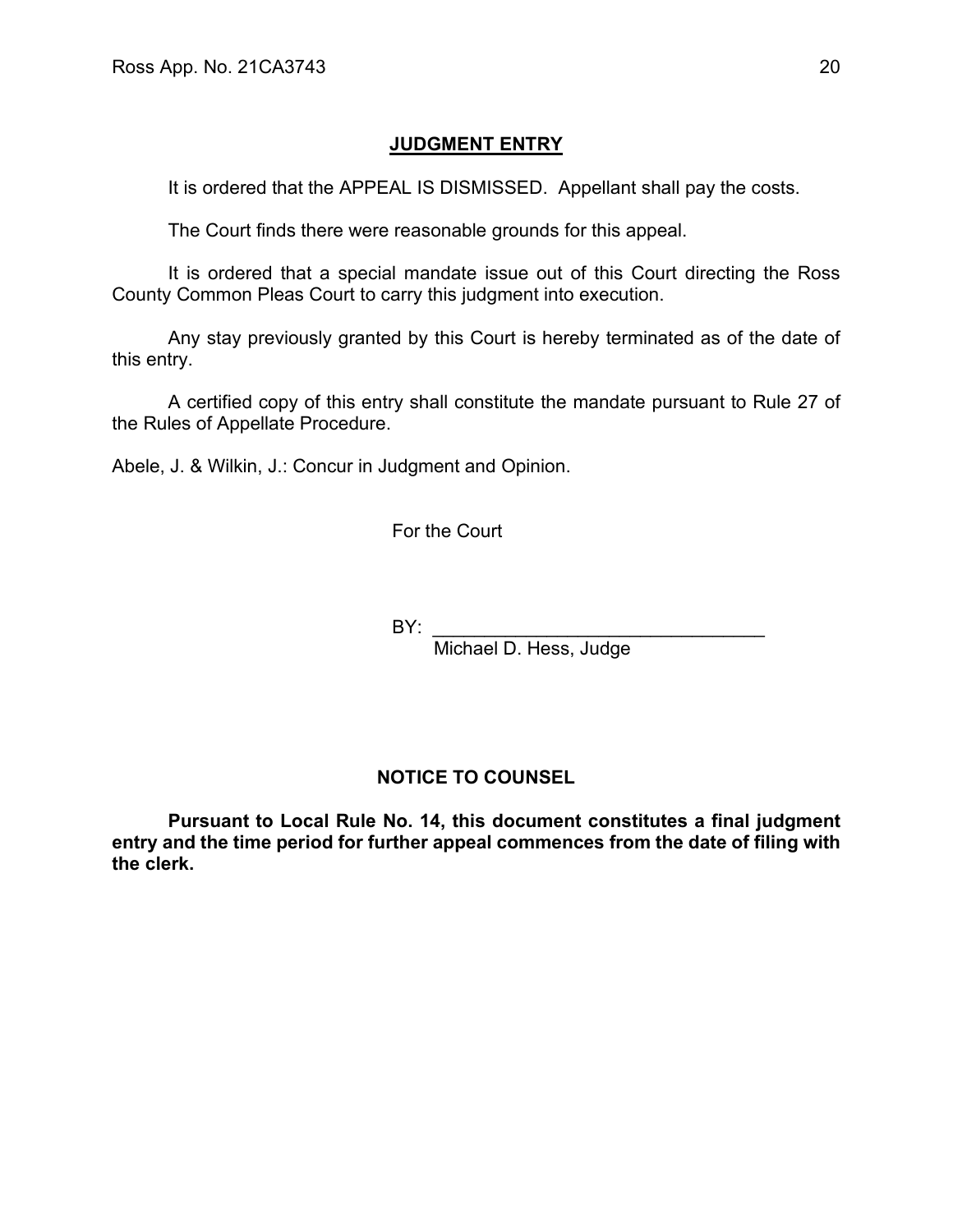## JUDGMENT ENTRY

It is ordered that the APPEAL IS DISMISSED. Appellant shall pay the costs.

The Court finds there were reasonable grounds for this appeal.

It is ordered that a special mandate issue out of this Court directing the Ross County Common Pleas Court to carry this judgment into execution.

Any stay previously granted by this Court is hereby terminated as of the date of this entry.

A certified copy of this entry shall constitute the mandate pursuant to Rule 27 of the Rules of Appellate Procedure.

Abele, J. & Wilkin, J.: Concur in Judgment and Opinion.

For the Court

BY: ________________________________
Michael D. Hess, Judge

**NOTICE TO COUNSEL**

**Pursuant to Local Rule No. 14, this document constitutes a final judgment entry and the time period for further appeal commences from the date of filing with the clerk.**